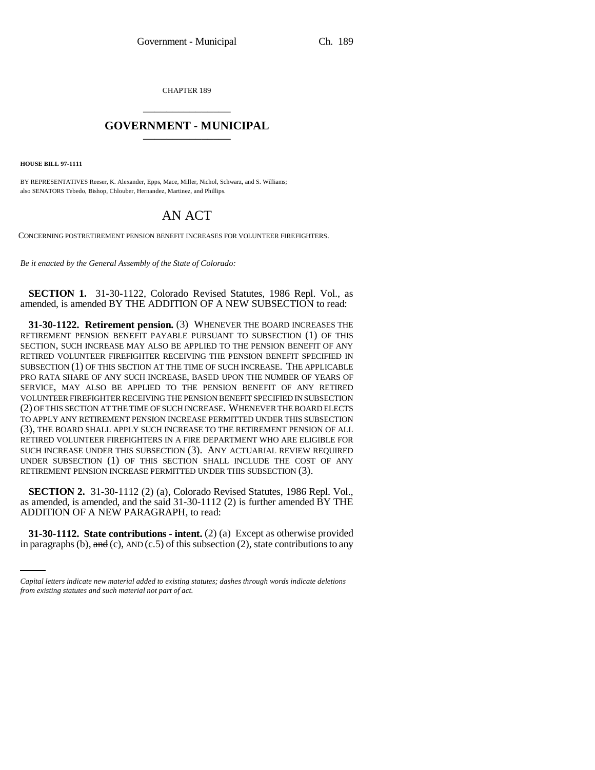CHAPTER 189

# GOVERNMENT - MUNICIPAL

**HOUSE BILL 97-1111**

BY REPRESENTATIVES Reeser, K. Alexander, Epps, Mace, Miller, Nichol, Schwarz, and S. Williams;
also SENATORS Tebedo, Bishop, Chlouber, Hernandez, Martinez, and Phillips.

# AN ACT

CONCERNING POSTRETIREMENT PENSION BENEFIT INCREASES FOR VOLUNTEER FIREFIGHTERS.

*Be it enacted by the General Assembly of the State of Colorado:*

**SECTION 1.** 31-30-1122, Colorado Revised Statutes, 1986 Repl. Vol., as amended, is amended BY THE ADDITION OF A NEW SUBSECTION to read:

**31-30-1122. Retirement pension.** (3) WHENEVER THE BOARD INCREASES THE RETIREMENT PENSION BENEFIT PAYABLE PURSUANT TO SUBSECTION (1) OF THIS SECTION, SUCH INCREASE MAY ALSO BE APPLIED TO THE PENSION BENEFIT OF ANY RETIRED VOLUNTEER FIREFIGHTER RECEIVING THE PENSION BENEFIT SPECIFIED IN SUBSECTION (1) OF THIS SECTION AT THE TIME OF SUCH INCREASE. THE APPLICABLE PRO RATA SHARE OF ANY SUCH INCREASE, BASED UPON THE NUMBER OF YEARS OF SERVICE, MAY ALSO BE APPLIED TO THE PENSION BENEFIT OF ANY RETIRED VOLUNTEER FIREFIGHTER RECEIVING THE PENSION BENEFIT SPECIFIED IN SUBSECTION (2) OF THIS SECTION AT THE TIME OF SUCH INCREASE. WHENEVER THE BOARD ELECTS TO APPLY ANY RETIREMENT PENSION INCREASE PERMITTED UNDER THIS SUBSECTION (3), THE BOARD SHALL APPLY SUCH INCREASE TO THE RETIREMENT PENSION OF ALL RETIRED VOLUNTEER FIREFIGHTERS IN A FIRE DEPARTMENT WHO ARE ELIGIBLE FOR SUCH INCREASE UNDER THIS SUBSECTION (3). ANY ACTUARIAL REVIEW REQUIRED UNDER SUBSECTION (1) OF THIS SECTION SHALL INCLUDE THE COST OF ANY RETIREMENT PENSION INCREASE PERMITTED UNDER THIS SUBSECTION (3).

**SECTION 2.** 31-30-1112 (2) (a), Colorado Revised Statutes, 1986 Repl. Vol., as amended, is amended, and the said 31-30-1112 (2) is further amended BY THE ADDITION OF A NEW PARAGRAPH, to read:

**31-30-1112. State contributions - intent.** (2) (a) Except as otherwise provided in paragraphs (b), ~~and~~ (c), AND (c.5) of this subsection (2), state contributions to any

*Capital letters indicate new material added to existing statutes; dashes through words indicate deletions from existing statutes and such material not part of act.*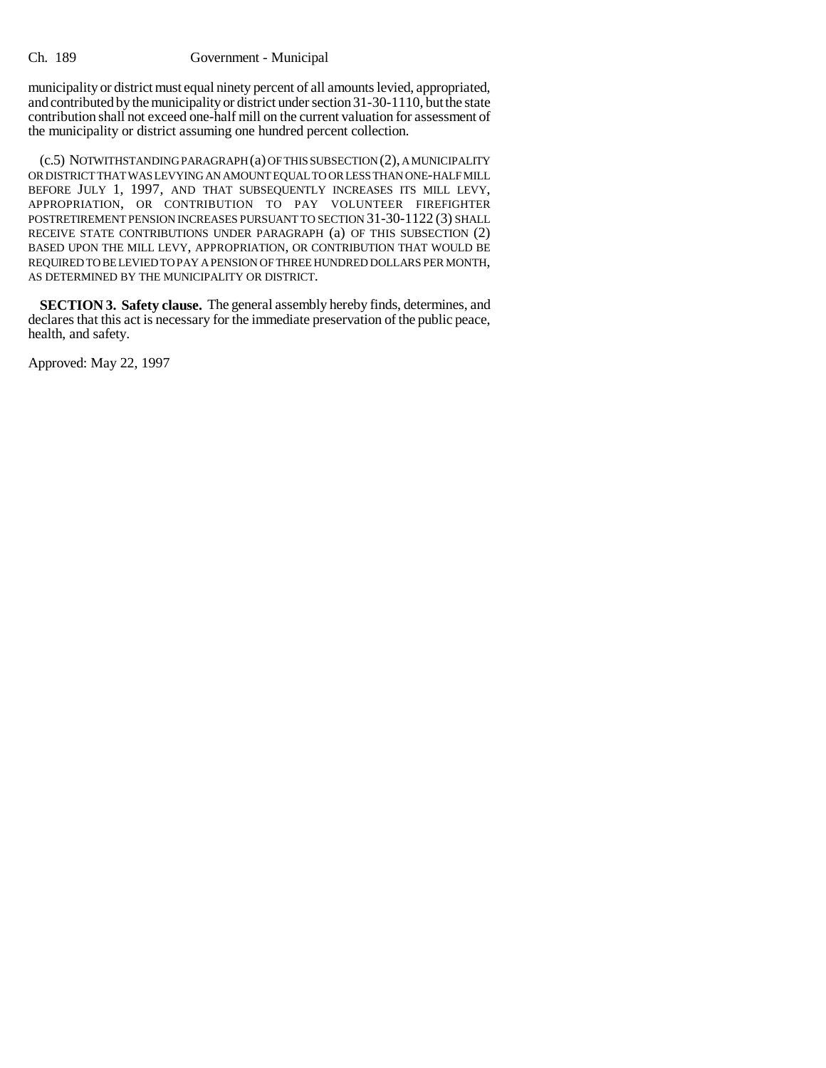municipality or district must equal ninety percent of all amounts levied, appropriated, and contributed by the municipality or district under section 31-30-1110, but the state contribution shall not exceed one-half mill on the current valuation for assessment of the municipality or district assuming one hundred percent collection.

(c.5) NOTWITHSTANDING PARAGRAPH (a) OF THIS SUBSECTION (2), A MUNICIPALITY OR DISTRICT THAT WAS LEVYING AN AMOUNT EQUAL TO OR LESS THAN ONE-HALF MILL BEFORE JULY 1, 1997, AND THAT SUBSEQUENTLY INCREASES ITS MILL LEVY, APPROPRIATION, OR CONTRIBUTION TO PAY VOLUNTEER FIREFIGHTER POSTRETIREMENT PENSION INCREASES PURSUANT TO SECTION 31-30-1122 (3) SHALL RECEIVE STATE CONTRIBUTIONS UNDER PARAGRAPH (a) OF THIS SUBSECTION (2) BASED UPON THE MILL LEVY, APPROPRIATION, OR CONTRIBUTION THAT WOULD BE REQUIRED TO BE LEVIED TO PAY A PENSION OF THREE HUNDRED DOLLARS PER MONTH, AS DETERMINED BY THE MUNICIPALITY OR DISTRICT.

**SECTION 3. Safety clause.** The general assembly hereby finds, determines, and declares that this act is necessary for the immediate preservation of the public peace, health, and safety.

Approved: May 22, 1997